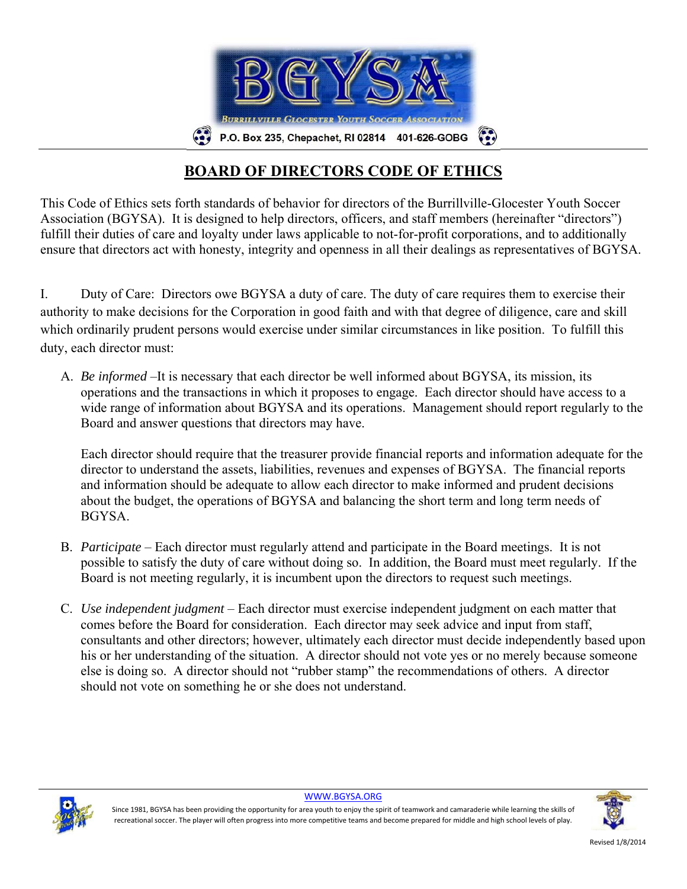# BOARD OF DIRECTORS CODE OF ETHICS

This Code of Ethics sets forth standards of behavior for directors of the Burrillville-Glocester Youth Soccer Association (BGYSA). It is designed to help directors, officers, and staff members (hereinafter "directors") fulfill their duties of care and loyalty under laws applicable to not-for-profit corporations, and to additionally ensure that directors act with honesty, integrity and openness in all their dealings as representatives of BGYSA.

I. Duty of Care: Directors owe BGYSA a duty of care. The duty of care requires them to exercise their authority to make decisions for the Corporation in good faith and with that degree of diligence, care and skill which ordinarily prudent persons would exercise under similar circumstances in like position. To fulfill this duty, each director must:

A. *Be informed* –It is necessary that each director be well informed about BGYSA, its mission, its operations and the transactions in which it proposes to engage. Each director should have access to a wide range of information about BGYSA and its operations. Management should report regularly to the Board and answer questions that directors may have.

   Each director should require that the treasurer provide financial reports and information adequate for the director to understand the assets, liabilities, revenues and expenses of BGYSA. The financial reports and information should be adequate to allow each director to make informed and prudent decisions about the budget, the operations of BGYSA and balancing the short term and long term needs of BGYSA.

B. *Participate* – Each director must regularly attend and participate in the Board meetings. It is not possible to satisfy the duty of care without doing so. In addition, the Board must meet regularly. If the Board is not meeting regularly, it is incumbent upon the directors to request such meetings.

C. *Use independent judgment* – Each director must exercise independent judgment on each matter that comes before the Board for consideration. Each director may seek advice and input from staff, consultants and other directors; however, ultimately each director must decide independently based upon his or her understanding of the situation. A director should not vote yes or no merely because someone else is doing so. A director should not "rubber stamp" the recommendations of others. A director should not vote on something he or she does not understand.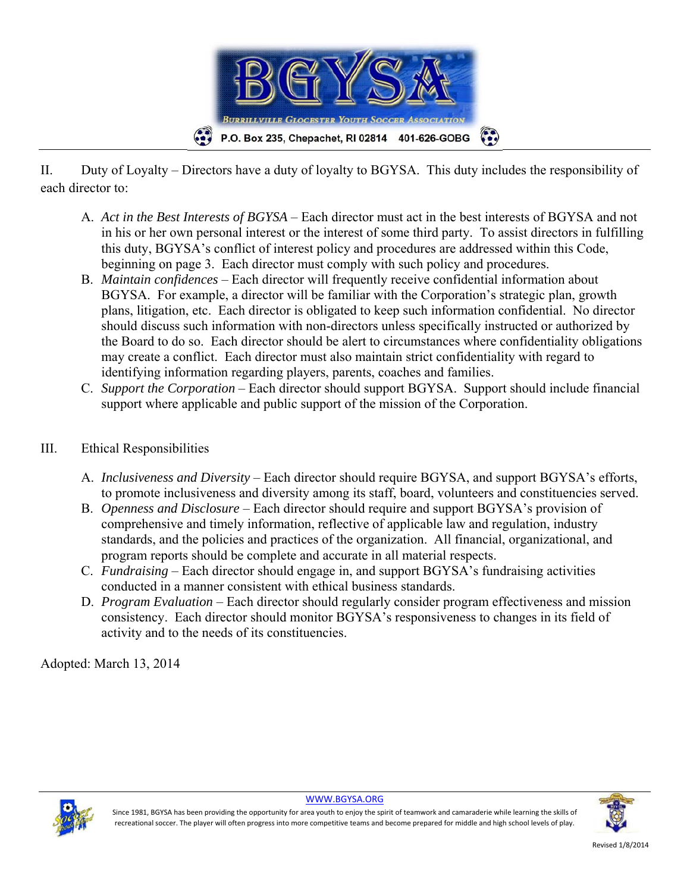II. Duty of Loyalty – Directors have a duty of loyalty to BGYSA. This duty includes the responsibility of each director to:

A. *Act in the Best Interests of BGYSA* – Each director must act in the best interests of BGYSA and not in his or her own personal interest or the interest of some third party. To assist directors in fulfilling this duty, BGYSA's conflict of interest policy and procedures are addressed within this Code, beginning on page 3. Each director must comply with such policy and procedures.

B. *Maintain confidences* – Each director will frequently receive confidential information about BGYSA. For example, a director will be familiar with the Corporation's strategic plan, growth plans, litigation, etc. Each director is obligated to keep such information confidential. No director should discuss such information with non-directors unless specifically instructed or authorized by the Board to do so. Each director should be alert to circumstances where confidentiality obligations may create a conflict. Each director must also maintain strict confidentiality with regard to identifying information regarding players, parents, coaches and families.

C. *Support the Corporation* – Each director should support BGYSA. Support should include financial support where applicable and public support of the mission of the Corporation.

III. Ethical Responsibilities

A. *Inclusiveness and Diversity* – Each director should require BGYSA, and support BGYSA's efforts, to promote inclusiveness and diversity among its staff, board, volunteers and constituencies served.

B. *Openness and Disclosure* – Each director should require and support BGYSA's provision of comprehensive and timely information, reflective of applicable law and regulation, industry standards, and the policies and practices of the organization. All financial, organizational, and program reports should be complete and accurate in all material respects.

C. *Fundraising* – Each director should engage in, and support BGYSA's fundraising activities conducted in a manner consistent with ethical business standards.

D. *Program Evaluation* – Each director should regularly consider program effectiveness and mission consistency. Each director should monitor BGYSA's responsiveness to changes in its field of activity and to the needs of its constituencies.

Adopted: March 13, 2014